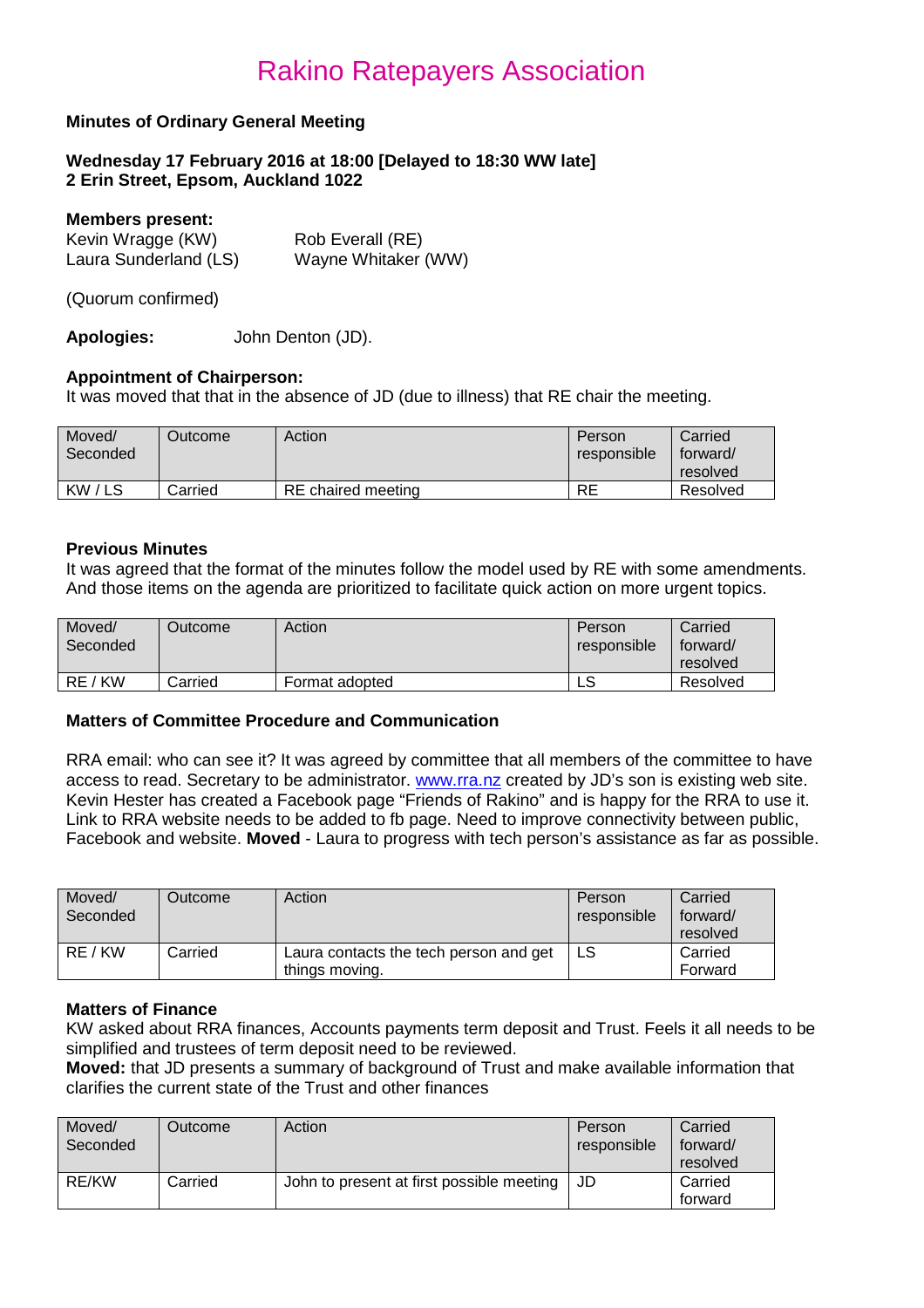# Rakino Ratepayers Association

**Minutes of Ordinary General Meeting**

**Wednesday 17 February 2016 at 18:00 [Delayed to 18:30 WW late]**
**2 Erin Street, Epsom, Auckland 1022**

**Members present:**

Kevin Wragge (KW) Rob Everall (RE)
Laura Sunderland (LS) Wayne Whitaker (WW)

(Quorum confirmed)

**Apologies:** John Denton (JD).

**Appointment of Chairperson:**
It was moved that that in the absence of JD (due to illness) that RE chair the meeting.

| Moved/ Seconded | Outcome | Action | Person responsible | Carried forward/ resolved |
|---|---|---|---|---|
| KW / LS | Carried | RE chaired meeting | RE | Resolved |

**Previous Minutes**

It was agreed that the format of the minutes follow the model used by RE with some amendments. And those items on the agenda are prioritized to facilitate quick action on more urgent topics.

| Moved/ Seconded | Outcome | Action | Person responsible | Carried forward/ resolved |
|---|---|---|---|---|
| RE / KW | Carried | Format adopted | LS | Resolved |

**Matters of Committee Procedure and Communication**

RRA email: who can see it? It was agreed by committee that all members of the committee to have access to read. Secretary to be administrator. www.rra.nz created by JD's son is existing web site. Kevin Hester has created a Facebook page "Friends of Rakino" and is happy for the RRA to use it. Link to RRA website needs to be added to fb page. Need to improve connectivity between public, Facebook and website. **Moved** - Laura to progress with tech person's assistance as far as possible.

| Moved/ Seconded | Outcome | Action | Person responsible | Carried forward/ resolved |
|---|---|---|---|---|
| RE / KW | Carried | Laura contacts the tech person and get things moving. | LS | Carried Forward |

**Matters of Finance**

KW asked about RRA finances, Accounts payments term deposit and Trust. Feels it all needs to be simplified and trustees of term deposit need to be reviewed.
**Moved:** that JD presents a summary of background of Trust and make available information that clarifies the current state of the Trust and other finances

| Moved/ Seconded | Outcome | Action | Person responsible | Carried forward/ resolved |
|---|---|---|---|---|
| RE/KW | Carried | John to present at first possible meeting | JD | Carried forward |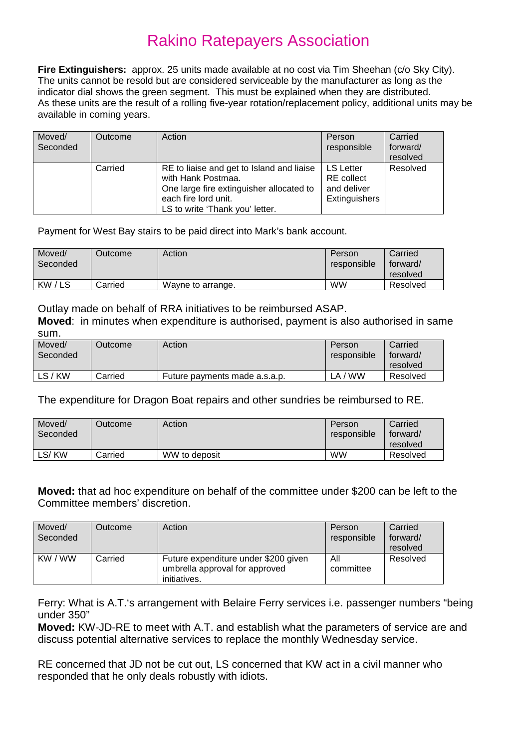# Rakino Ratepayers Association

**Fire Extinguishers:** approx. 25 units made available at no cost via Tim Sheehan (c/o Sky City). The units cannot be resold but are considered serviceable by the manufacturer as long as the indicator dial shows the green segment. <u>This must be explained when they are distributed</u>. As these units are the result of a rolling five-year rotation/replacement policy, additional units may be available in coming years.

| Moved/ Seconded | Outcome | Action | Person responsible | Carried forward/ resolved |
|---|---|---|---|---|
| | Carried | RE to liaise and get to Island and liaise with Hank Postmaa. One large fire extinguisher allocated to each fire lord unit. LS to write 'Thank you' letter. | LS Letter RE collect and deliver Extinguishers | Resolved |

Payment for West Bay stairs to be paid direct into Mark's bank account.

| Moved/ Seconded | Outcome | Action | Person responsible | Carried forward/ resolved |
|---|---|---|---|---|
| KW / LS | Carried | Wayne to arrange. | WW | Resolved |

Outlay made on behalf of RRA initiatives to be reimbursed ASAP.
**Moved**: in minutes when expenditure is authorised, payment is also authorised in same sum.

| Moved/ Seconded | Outcome | Action | Person responsible | Carried forward/ resolved |
|---|---|---|---|---|
| LS / KW | Carried | Future payments made a.s.a.p. | LA / WW | Resolved |

The expenditure for Dragon Boat repairs and other sundries be reimbursed to RE.

| Moved/ Seconded | Outcome | Action | Person responsible | Carried forward/ resolved |
|---|---|---|---|---|
| LS/ KW | Carried | WW to deposit | WW | Resolved |

**Moved:** that ad hoc expenditure on behalf of the committee under $200 can be left to the Committee members' discretion.

| Moved/ Seconded | Outcome | Action | Person responsible | Carried forward/ resolved |
|---|---|---|---|---|
| KW / WW | Carried | Future expenditure under $200 given umbrella approval for approved initiatives. | All committee | Resolved |

Ferry: What is A.T.'s arrangement with Belaire Ferry services i.e. passenger numbers "being under 350"
**Moved:** KW-JD-RE to meet with A.T. and establish what the parameters of service are and discuss potential alternative services to replace the monthly Wednesday service.

RE concerned that JD not be cut out, LS concerned that KW act in a civil manner who responded that he only deals robustly with idiots.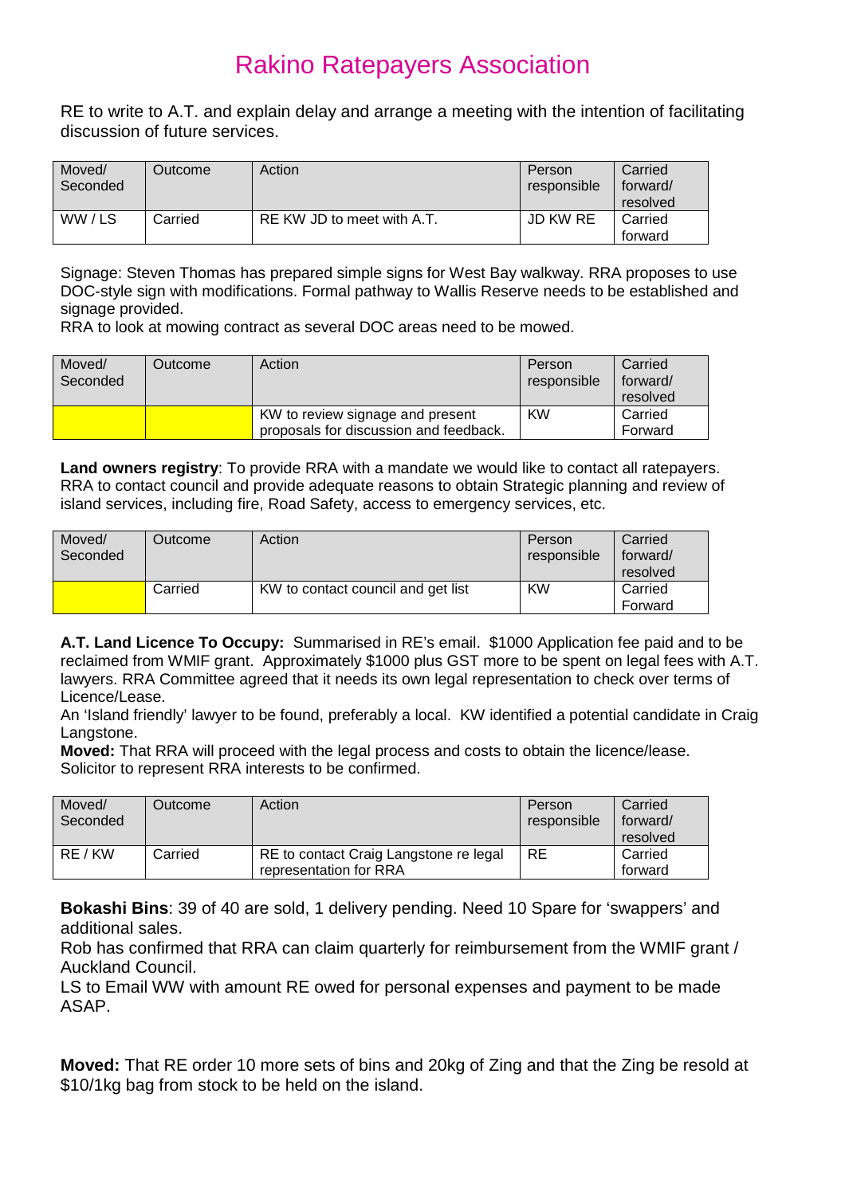# Rakino Ratepayers Association

RE to write to A.T. and explain delay and arrange a meeting with the intention of facilitating discussion of future services.

| Moved/ Seconded | Outcome | Action | Person responsible | Carried forward/ resolved |
|---|---|---|---|---|
| WW / LS | Carried | RE KW JD to meet with A.T. | JD KW RE | Carried forward |

Signage: Steven Thomas has prepared simple signs for West Bay walkway. RRA proposes to use DOC-style sign with modifications. Formal pathway to Wallis Reserve needs to be established and signage provided.
RRA to look at mowing contract as several DOC areas need to be mowed.

| Moved/ Seconded | Outcome | Action | Person responsible | Carried forward/ resolved |
|---|---|---|---|---|
| | | KW to review signage and present proposals for discussion and feedback. | KW | Carried Forward |

**Land owners registry**: To provide RRA with a mandate we would like to contact all ratepayers. RRA to contact council and provide adequate reasons to obtain Strategic planning and review of island services, including fire, Road Safety, access to emergency services, etc.

| Moved/ Seconded | Outcome | Action | Person responsible | Carried forward/ resolved |
|---|---|---|---|---|
| | Carried | KW to contact council and get list | KW | Carried Forward |

**A.T. Land Licence To Occupy:** Summarised in RE's email. $1000 Application fee paid and to be reclaimed from WMIF grant. Approximately $1000 plus GST more to be spent on legal fees with A.T. lawyers. RRA Committee agreed that it needs its own legal representation to check over terms of Licence/Lease.
An 'Island friendly' lawyer to be found, preferably a local. KW identified a potential candidate in Craig Langstone.
**Moved:** That RRA will proceed with the legal process and costs to obtain the licence/lease. Solicitor to represent RRA interests to be confirmed.

| Moved/ Seconded | Outcome | Action | Person responsible | Carried forward/ resolved |
|---|---|---|---|---|
| RE / KW | Carried | RE to contact Craig Langstone re legal representation for RRA | RE | Carried forward |

**Bokashi Bins**: 39 of 40 are sold, 1 delivery pending. Need 10 Spare for 'swappers' and additional sales.
Rob has confirmed that RRA can claim quarterly for reimbursement from the WMIF grant / Auckland Council.
LS to Email WW with amount RE owed for personal expenses and payment to be made ASAP.

**Moved:** That RE order 10 more sets of bins and 20kg of Zing and that the Zing be resold at $10/1kg bag from stock to be held on the island.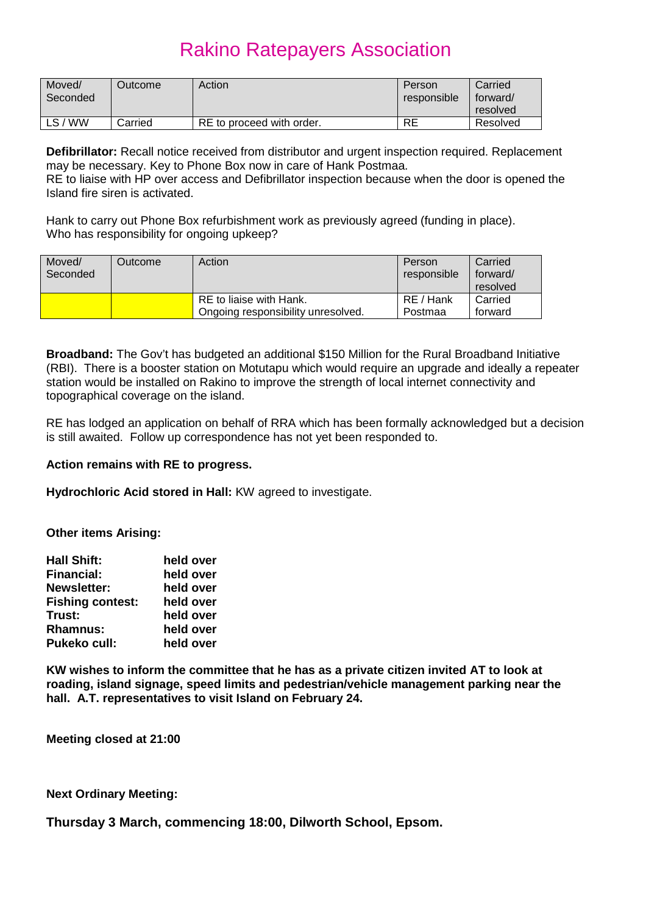# Rakino Ratepayers Association

| Moved/ Seconded | Outcome | Action | Person responsible | Carried forward/ resolved |
|---|---|---|---|---|
| LS / WW | Carried | RE to proceed with order. | RE | Resolved |

**Defibrillator:** Recall notice received from distributor and urgent inspection required. Replacement may be necessary. Key to Phone Box now in care of Hank Postmaa.
RE to liaise with HP over access and Defibrillator inspection because when the door is opened the Island fire siren is activated.

Hank to carry out Phone Box refurbishment work as previously agreed (funding in place).
Who has responsibility for ongoing upkeep?

| Moved/ Seconded | Outcome | Action | Person responsible | Carried forward/ resolved |
|---|---|---|---|---|
| | | RE to liaise with Hank. Ongoing responsibility unresolved. | RE / Hank Postmaa | Carried forward |

**Broadband:** The Gov't has budgeted an additional $150 Million for the Rural Broadband Initiative (RBI). There is a booster station on Motutapu which would require an upgrade and ideally a repeater station would be installed on Rakino to improve the strength of local internet connectivity and topographical coverage on the island.

RE has lodged an application on behalf of RRA which has been formally acknowledged but a decision is still awaited. Follow up correspondence has not yet been responded to.

**Action remains with RE to progress.**

**Hydrochloric Acid stored in Hall:** KW agreed to investigate.

**Other items Arising:**

**Hall Shift:** **held over**
**Financial:** **held over**
**Newsletter:** **held over**
**Fishing contest:** **held over**
**Trust:** **held over**
**Rhamnus:** **held over**
**Pukeko cull:** **held over**

**KW wishes to inform the committee that he has as a private citizen invited AT to look at roading, island signage, speed limits and pedestrian/vehicle management parking near the hall. A.T. representatives to visit Island on February 24.**

**Meeting closed at 21:00**

**Next Ordinary Meeting:**

**Thursday 3 March, commencing 18:00, Dilworth School, Epsom.**